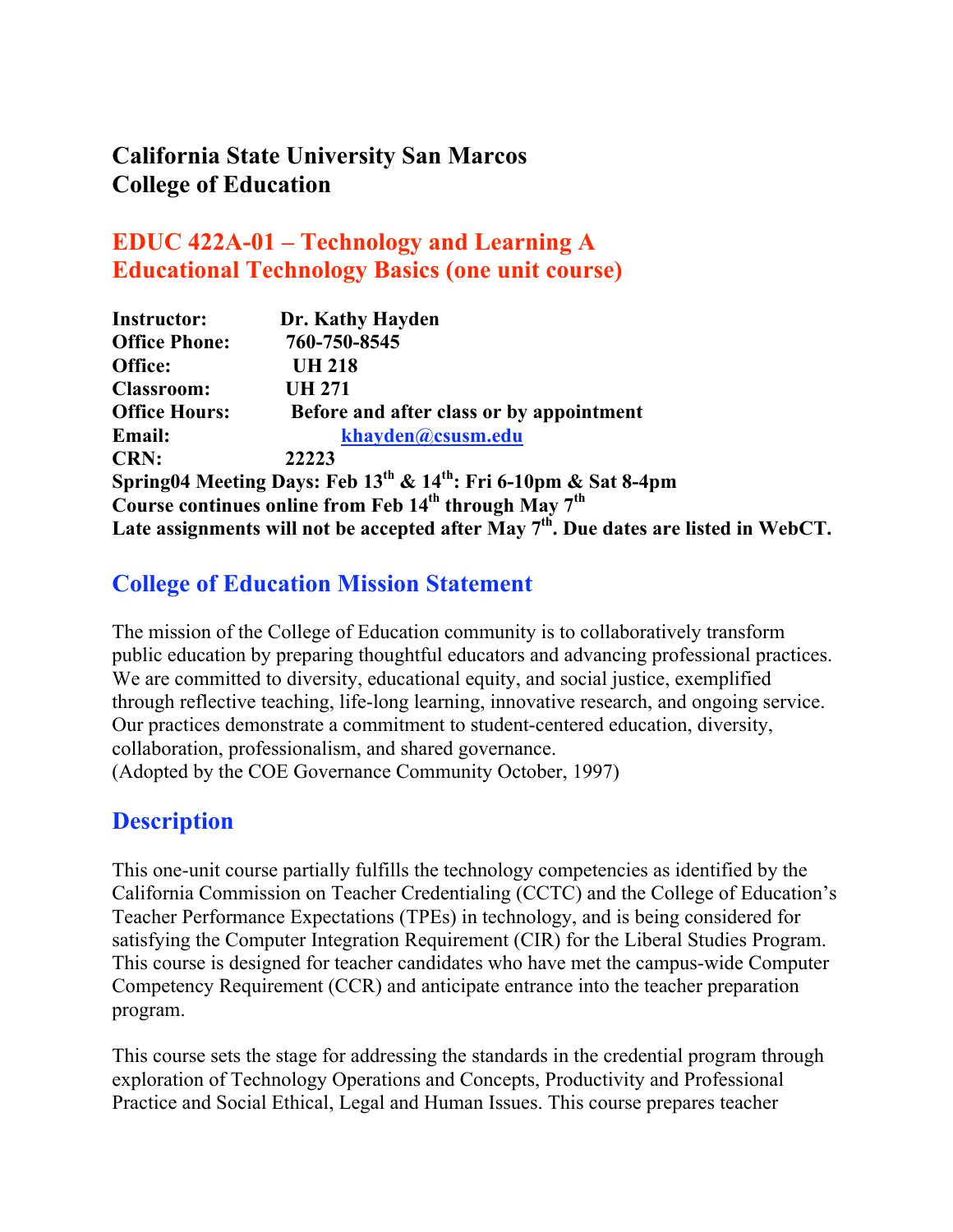**California State University San Marcos**
**College of Education**

# EDUC 422A-01 – Technology and Learning A
# Educational Technology Basics (one unit course)

**Instructor:** Dr. Kathy Hayden
**Office Phone:** 760-750-8545
**Office:** UH 218
**Classroom:** UH 271
**Office Hours:** Before and after class or by appointment
**Email:** khayden@csusm.edu
**CRN:** 22223
**Spring04 Meeting Days: Feb 13th & 14th: Fri 6-10pm & Sat 8-4pm**
**Course continues online from Feb 14th through May 7th**
**Late assignments will not be accepted after May 7th. Due dates are listed in WebCT.**

## College of Education Mission Statement

The mission of the College of Education community is to collaboratively transform public education by preparing thoughtful educators and advancing professional practices. We are committed to diversity, educational equity, and social justice, exemplified through reflective teaching, life-long learning, innovative research, and ongoing service. Our practices demonstrate a commitment to student-centered education, diversity, collaboration, professionalism, and shared governance.
(Adopted by the COE Governance Community October, 1997)

## Description

This one-unit course partially fulfills the technology competencies as identified by the California Commission on Teacher Credentialing (CCTC) and the College of Education's Teacher Performance Expectations (TPEs) in technology, and is being considered for satisfying the Computer Integration Requirement (CIR) for the Liberal Studies Program. This course is designed for teacher candidates who have met the campus-wide Computer Competency Requirement (CCR) and anticipate entrance into the teacher preparation program.

This course sets the stage for addressing the standards in the credential program through exploration of Technology Operations and Concepts, Productivity and Professional Practice and Social Ethical, Legal and Human Issues. This course prepares teacher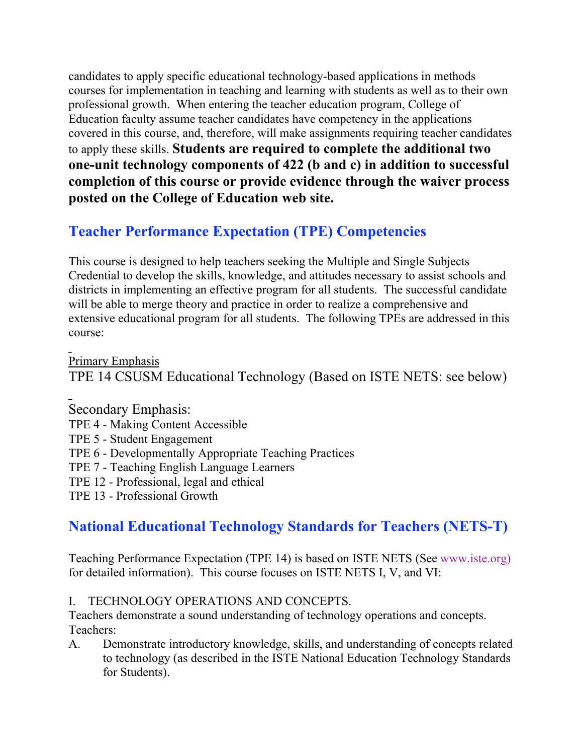candidates to apply specific educational technology-based applications in methods courses for implementation in teaching and learning with students as well as to their own professional growth. When entering the teacher education program, College of Education faculty assume teacher candidates have competency in the applications covered in this course, and, therefore, will make assignments requiring teacher candidates to apply these skills. **Students are required to complete the additional two one-unit technology components of 422 (b and c) in addition to successful completion of this course or provide evidence through the waiver process posted on the College of Education web site.**

## Teacher Performance Expectation (TPE) Competencies

This course is designed to help teachers seeking the Multiple and Single Subjects Credential to develop the skills, knowledge, and attitudes necessary to assist schools and districts in implementing an effective program for all students. The successful candidate will be able to merge theory and practice in order to realize a comprehensive and extensive educational program for all students. The following TPEs are addressed in this course:

Primary Emphasis
TPE 14 CSUSM Educational Technology (Based on ISTE NETS: see below)

Secondary Emphasis:
TPE 4 - Making Content Accessible
TPE 5 - Student Engagement
TPE 6 - Developmentally Appropriate Teaching Practices
TPE 7 - Teaching English Language Learners
TPE 12 - Professional, legal and ethical
TPE 13 - Professional Growth

## National Educational Technology Standards for Teachers (NETS-T)

Teaching Performance Expectation (TPE 14) is based on ISTE NETS (See www.iste.org) for detailed information). This course focuses on ISTE NETS I, V, and VI:

I. TECHNOLOGY OPERATIONS AND CONCEPTS.
Teachers demonstrate a sound understanding of technology operations and concepts.
Teachers:

A. Demonstrate introductory knowledge, skills, and understanding of concepts related to technology (as described in the ISTE National Education Technology Standards for Students).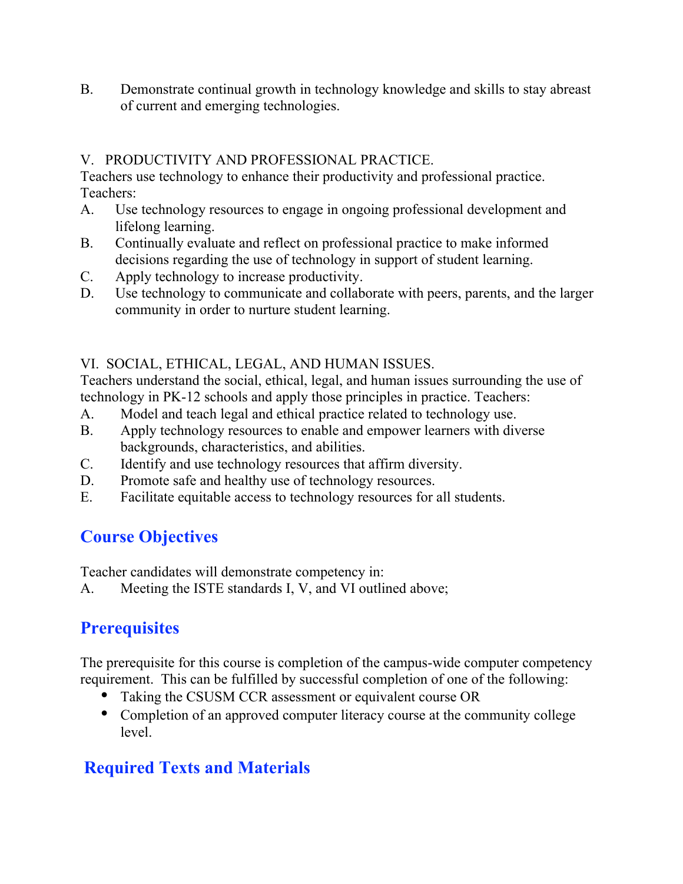B. Demonstrate continual growth in technology knowledge and skills to stay abreast of current and emerging technologies.

V. PRODUCTIVITY AND PROFESSIONAL PRACTICE.
Teachers use technology to enhance their productivity and professional practice. Teachers:

A. Use technology resources to engage in ongoing professional development and lifelong learning.
B. Continually evaluate and reflect on professional practice to make informed decisions regarding the use of technology in support of student learning.
C. Apply technology to increase productivity.
D. Use technology to communicate and collaborate with peers, parents, and the larger community in order to nurture student learning.

VI. SOCIAL, ETHICAL, LEGAL, AND HUMAN ISSUES.
Teachers understand the social, ethical, legal, and human issues surrounding the use of technology in PK-12 schools and apply those principles in practice. Teachers:

A. Model and teach legal and ethical practice related to technology use.
B. Apply technology resources to enable and empower learners with diverse backgrounds, characteristics, and abilities.
C. Identify and use technology resources that affirm diversity.
D. Promote safe and healthy use of technology resources.
E. Facilitate equitable access to technology resources for all students.

## Course Objectives

Teacher candidates will demonstrate competency in:

A. Meeting the ISTE standards I, V, and VI outlined above;

## Prerequisites

The prerequisite for this course is completion of the campus-wide computer competency requirement. This can be fulfilled by successful completion of one of the following:

- Taking the CSUSM CCR assessment or equivalent course OR
- Completion of an approved computer literacy course at the community college level.

## Required Texts and Materials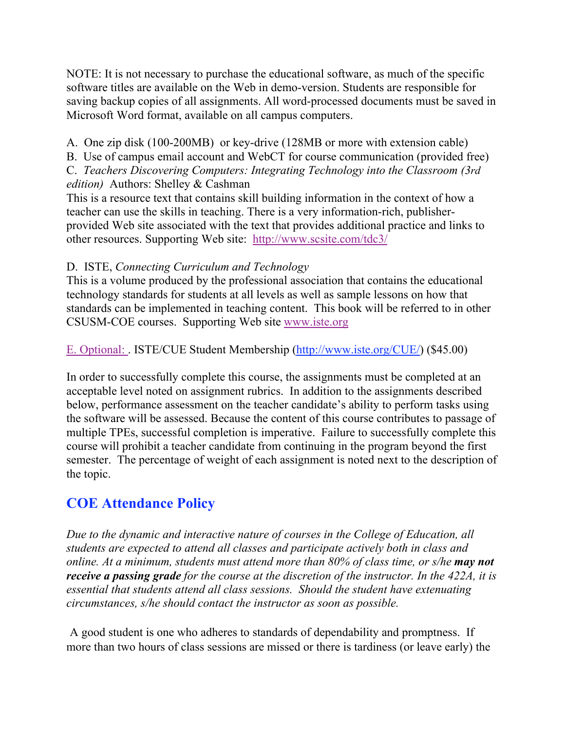NOTE: It is not necessary to purchase the educational software, as much of the specific software titles are available on the Web in demo-version. Students are responsible for saving backup copies of all assignments. All word-processed documents must be saved in Microsoft Word format, available on all campus computers.

A. One zip disk (100-200MB) or key-drive (128MB or more with extension cable)
B. Use of campus email account and WebCT for course communication (provided free)
C. *Teachers Discovering Computers: Integrating Technology into the Classroom (3rd edition)* Authors: Shelley & Cashman
This is a resource text that contains skill building information in the context of how a teacher can use the skills in teaching. There is a very information-rich, publisher-provided Web site associated with the text that provides additional practice and links to other resources. Supporting Web site: [http://www.scsite.com/tdc3/](http://www.scsite.com/tdc3/)

D. ISTE, *Connecting Curriculum and Technology*
This is a volume produced by the professional association that contains the educational technology standards for students at all levels as well as sample lessons on how that standards can be implemented in teaching content. This book will be referred to in other CSUSM-COE courses. Supporting Web site [www.iste.org](www.iste.org)

E. Optional: . ISTE/CUE Student Membership ([http://www.iste.org/CUE/](http://www.iste.org/CUE/)) ($45.00)

In order to successfully complete this course, the assignments must be completed at an acceptable level noted on assignment rubrics. In addition to the assignments described below, performance assessment on the teacher candidate's ability to perform tasks using the software will be assessed. Because the content of this course contributes to passage of multiple TPEs, successful completion is imperative. Failure to successfully complete this course will prohibit a teacher candidate from continuing in the program beyond the first semester. The percentage of weight of each assignment is noted next to the description of the topic.

## COE Attendance Policy

*Due to the dynamic and interactive nature of courses in the College of Education, all students are expected to attend all classes and participate actively both in class and online. At a minimum, students must attend more than 80% of class time, or s/he **may not receive a passing grade** for the course at the discretion of the instructor. In the 422A, it is essential that students attend all class sessions. Should the student have extenuating circumstances, s/he should contact the instructor as soon as possible.*

A good student is one who adheres to standards of dependability and promptness. If more than two hours of class sessions are missed or there is tardiness (or leave early) the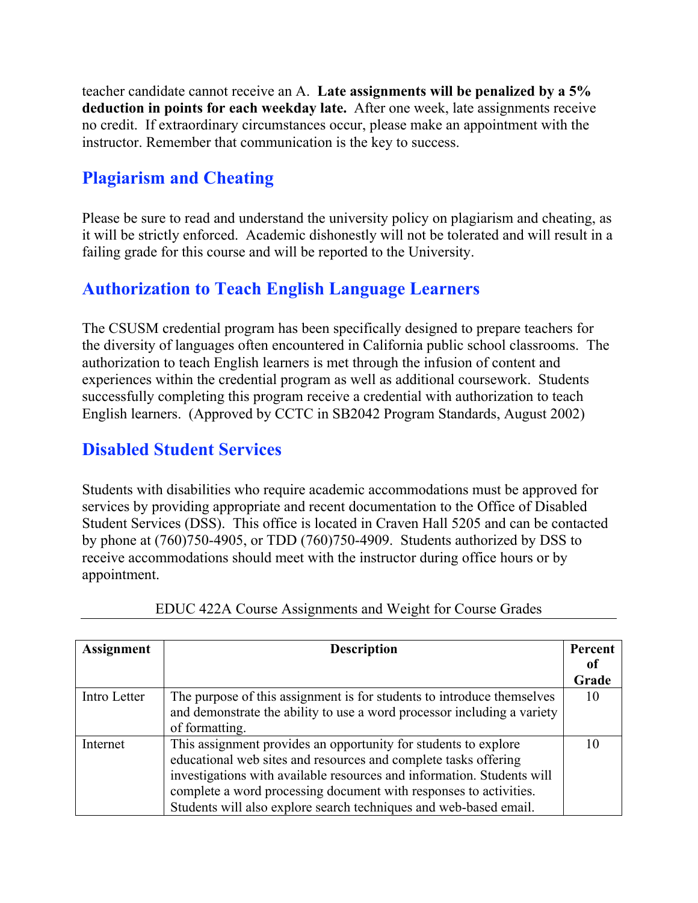teacher candidate cannot receive an A. **Late assignments will be penalized by a 5% deduction in points for each weekday late.** After one week, late assignments receive no credit. If extraordinary circumstances occur, please make an appointment with the instructor. Remember that communication is the key to success.

## Plagiarism and Cheating

Please be sure to read and understand the university policy on plagiarism and cheating, as it will be strictly enforced. Academic dishonestly will not be tolerated and will result in a failing grade for this course and will be reported to the University.

## Authorization to Teach English Language Learners

The CSUSM credential program has been specifically designed to prepare teachers for the diversity of languages often encountered in California public school classrooms. The authorization to teach English learners is met through the infusion of content and experiences within the credential program as well as additional coursework. Students successfully completing this program receive a credential with authorization to teach English learners. (Approved by CCTC in SB2042 Program Standards, August 2002)

## Disabled Student Services

Students with disabilities who require academic accommodations must be approved for services by providing appropriate and recent documentation to the Office of Disabled Student Services (DSS). This office is located in Craven Hall 5205 and can be contacted by phone at (760)750-4905, or TDD (760)750-4909. Students authorized by DSS to receive accommodations should meet with the instructor during office hours or by appointment.

EDUC 422A Course Assignments and Weight for Course Grades

| Assignment | Description | Percent of Grade |
|---|---|---|
| Intro Letter | The purpose of this assignment is for students to introduce themselves and demonstrate the ability to use a word processor including a variety of formatting. | 10 |
| Internet | This assignment provides an opportunity for students to explore educational web sites and resources and complete tasks offering investigations with available resources and information. Students will complete a word processing document with responses to activities. Students will also explore search techniques and web-based email. | 10 |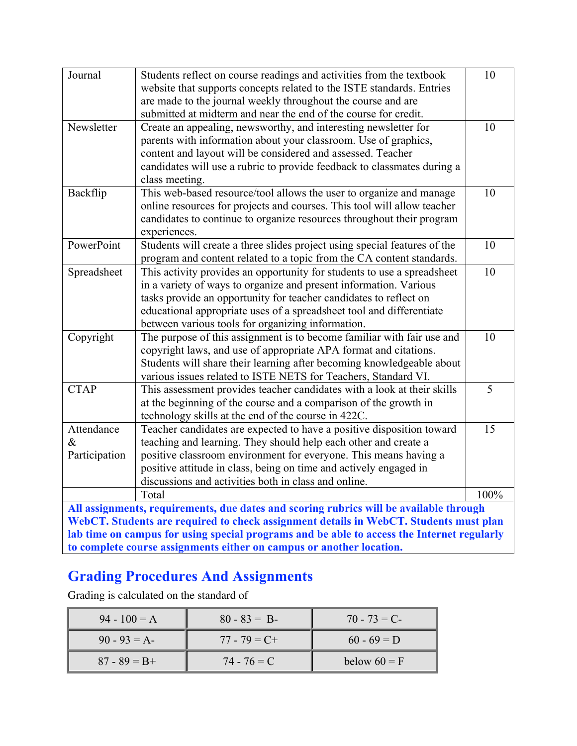| | | |
|---|---|---|
| Journal | Students reflect on course readings and activities from the textbook website that supports concepts related to the ISTE standards. Entries are made to the journal weekly throughout the course and are submitted at midterm and near the end of the course for credit. | 10 |
| Newsletter | Create an appealing, newsworthy, and interesting newsletter for parents with information about your classroom. Use of graphics, content and layout will be considered and assessed. Teacher candidates will use a rubric to provide feedback to classmates during a class meeting. | 10 |
| Backflip | This web-based resource/tool allows the user to organize and manage online resources for projects and courses. This tool will allow teacher candidates to continue to organize resources throughout their program experiences. | 10 |
| PowerPoint | Students will create a three slides project using special features of the program and content related to a topic from the CA content standards. | 10 |
| Spreadsheet | This activity provides an opportunity for students to use a spreadsheet in a variety of ways to organize and present information. Various tasks provide an opportunity for teacher candidates to reflect on educational appropriate uses of a spreadsheet tool and differentiate between various tools for organizing information. | 10 |
| Copyright | The purpose of this assignment is to become familiar with fair use and copyright laws, and use of appropriate APA format and citations. Students will share their learning after becoming knowledgeable about various issues related to ISTE NETS for Teachers, Standard VI. | 10 |
| CTAP | This assessment provides teacher candidates with a look at their skills at the beginning of the course and a comparison of the growth in technology skills at the end of the course in 422C. | 5 |
| Attendance & Participation | Teacher candidates are expected to have a positive disposition toward teaching and learning. They should help each other and create a positive classroom environment for everyone. This means having a positive attitude in class, being on time and actively engaged in discussions and activities both in class and online. | 15 |
| | Total | 100% |

**All assignments, requirements, due dates and scoring rubrics will be available through WebCT. Students are required to check assignment details in WebCT. Students must plan lab time on campus for using special programs and be able to access the Internet regularly to complete course assignments either on campus or another location.**

## Grading Procedures And Assignments

Grading is calculated on the standard of

| | | |
|---|---|---|
| 94 - 100 = A | 80 - 83 = B- | 70 - 73 = C- |
| 90 - 93 = A- | 77 - 79 = C+ | 60 - 69 = D |
| 87 - 89 = B+ | 74 - 76 = C | below 60 = F |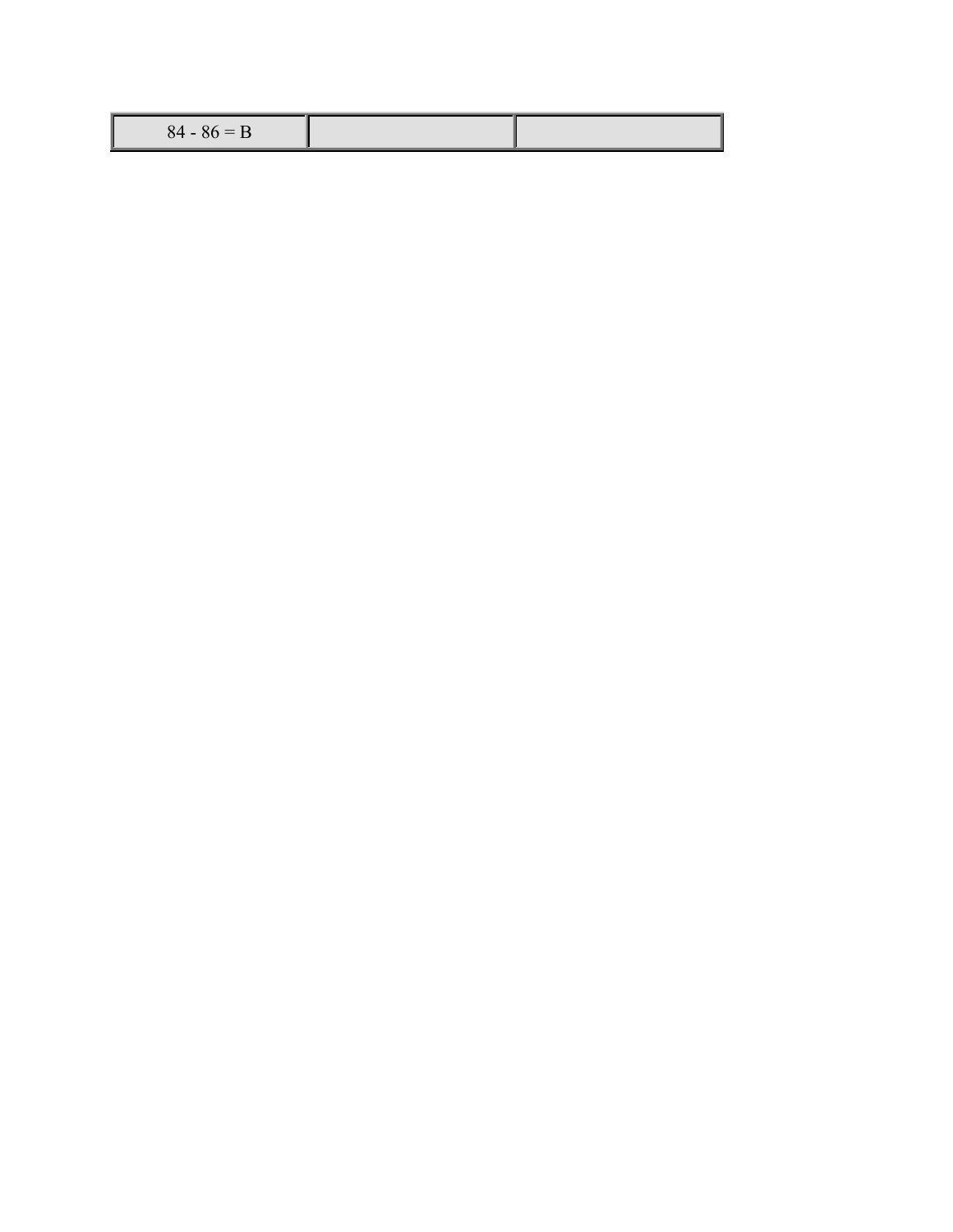| | | |
|---|---|---|
| 84 - 86 = B | | |